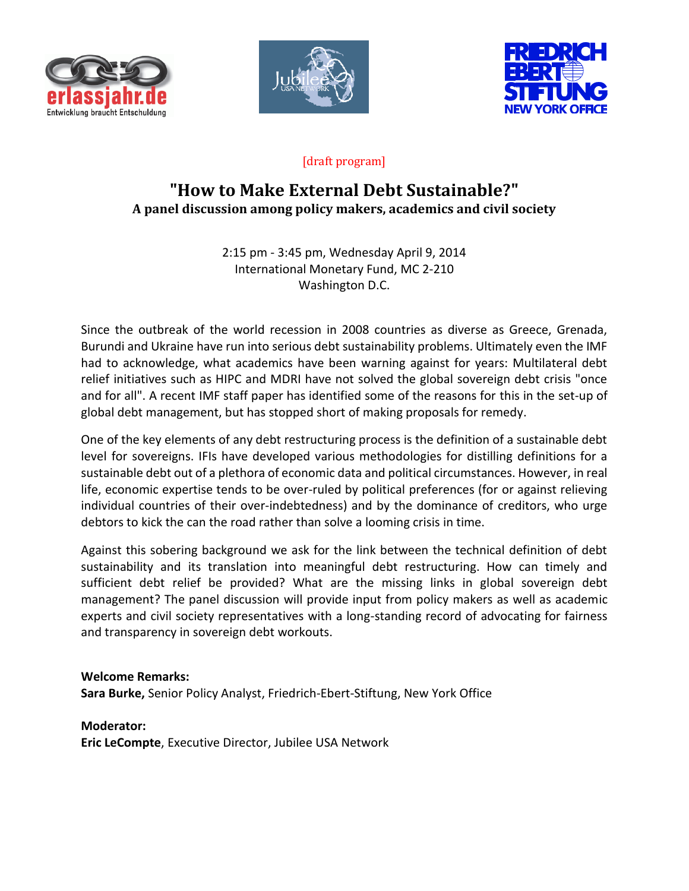erlassjahr.de
Entwicklung braucht Entschuldung

Jubilee USA NETWORK

FRIEDRICH EBERT STIFTUNG
NEW YORK OFFICE

[draft program]

# "How to Make External Debt Sustainable?"

## A panel discussion among policy makers, academics and civil society

2:15 pm - 3:45 pm, Wednesday April 9, 2014
International Monetary Fund, MC 2-210
Washington D.C.

Since the outbreak of the world recession in 2008 countries as diverse as Greece, Grenada, Burundi and Ukraine have run into serious debt sustainability problems. Ultimately even the IMF had to acknowledge, what academics have been warning against for years: Multilateral debt relief initiatives such as HIPC and MDRI have not solved the global sovereign debt crisis "once and for all". A recent IMF staff paper has identified some of the reasons for this in the set-up of global debt management, but has stopped short of making proposals for remedy.

One of the key elements of any debt restructuring process is the definition of a sustainable debt level for sovereigns. IFIs have developed various methodologies for distilling definitions for a sustainable debt out of a plethora of economic data and political circumstances. However, in real life, economic expertise tends to be over-ruled by political preferences (for or against relieving individual countries of their over-indebtedness) and by the dominance of creditors, who urge debtors to kick the can the road rather than solve a looming crisis in time.

Against this sobering background we ask for the link between the technical definition of debt sustainability and its translation into meaningful debt restructuring. How can timely and sufficient debt relief be provided? What are the missing links in global sovereign debt management? The panel discussion will provide input from policy makers as well as academic experts and civil society representatives with a long-standing record of advocating for fairness and transparency in sovereign debt workouts.

**Welcome Remarks:**
**Sara Burke,** Senior Policy Analyst, Friedrich-Ebert-Stiftung, New York Office

**Moderator:**
**Eric LeCompte**, Executive Director, Jubilee USA Network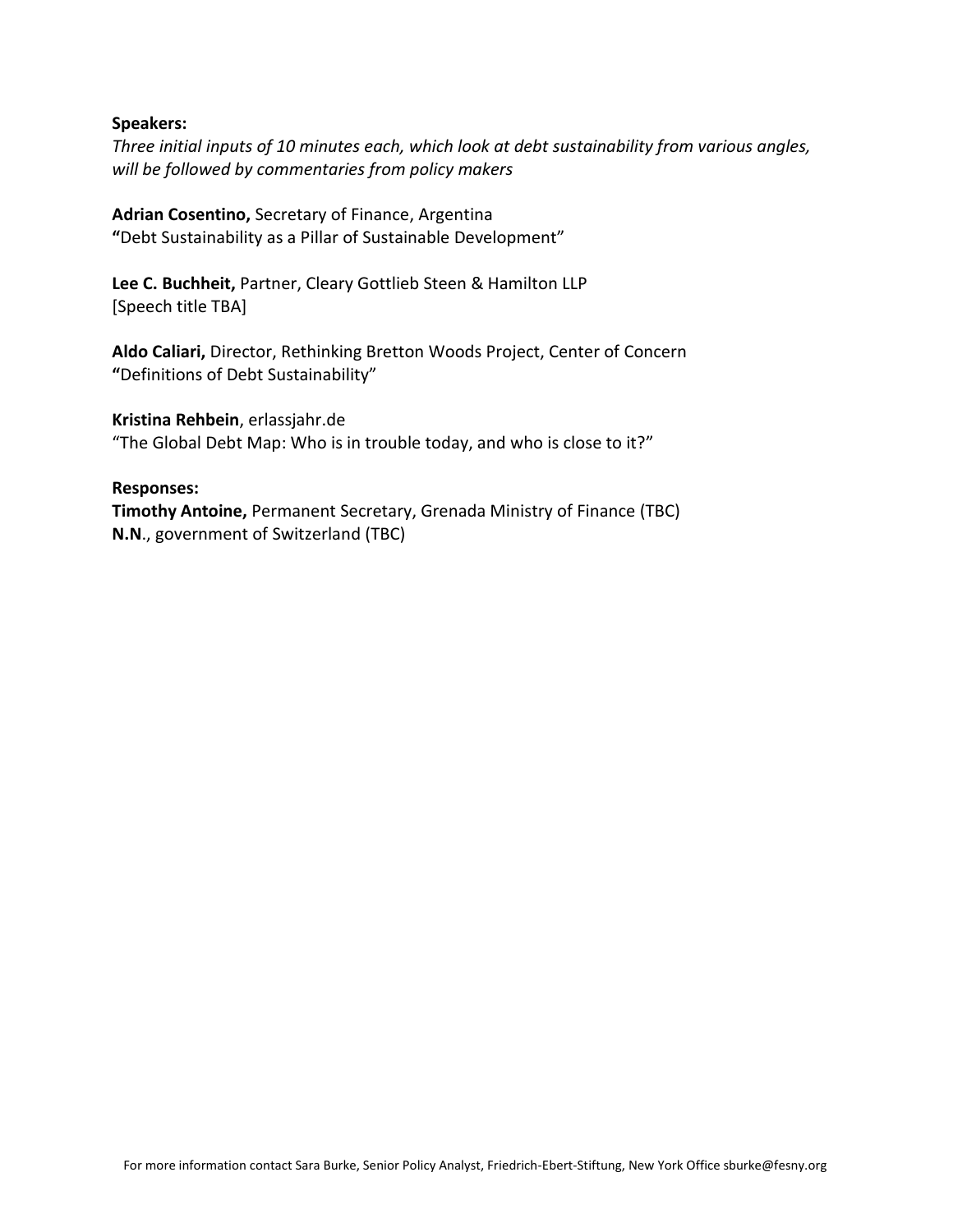**Speakers:**

*Three initial inputs of 10 minutes each, which look at debt sustainability from various angles, will be followed by commentaries from policy makers*

**Adrian Cosentino,** Secretary of Finance, Argentina
**"**Debt Sustainability as a Pillar of Sustainable Development"

**Lee C. Buchheit,** Partner, Cleary Gottlieb Steen & Hamilton LLP
[Speech title TBA]

**Aldo Caliari,** Director, Rethinking Bretton Woods Project, Center of Concern
**"**Definitions of Debt Sustainability"

**Kristina Rehbein**, erlassjahr.de
"The Global Debt Map: Who is in trouble today, and who is close to it?"

**Responses:**
**Timothy Antoine,** Permanent Secretary, Grenada Ministry of Finance (TBC)
**N.N**., government of Switzerland (TBC)

For more information contact Sara Burke, Senior Policy Analyst, Friedrich-Ebert-Stiftung, New York Office sburke@fesny.org